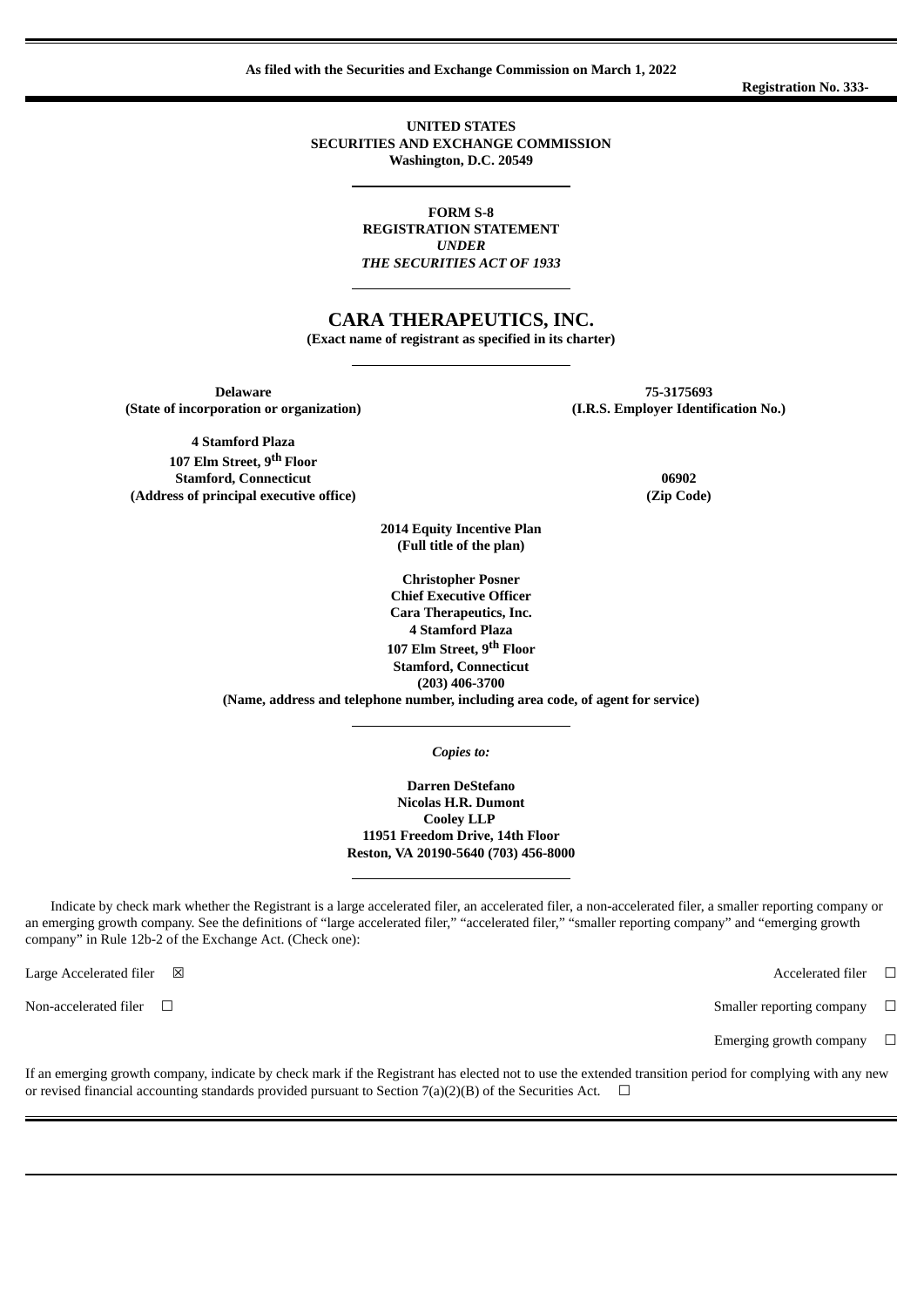**As filed with the Securities and Exchange Commission on March 1, 2022**

**Registration No. 333-**

**UNITED STATES**
**SECURITIES AND EXCHANGE COMMISSION**
**Washington, D.C. 20549**

**FORM S-8**
**REGISTRATION STATEMENT**
***UNDER***
***THE SECURITIES ACT OF 1933***

# CARA THERAPEUTICS, INC.

**(Exact name of registrant as specified in its charter)**

| | |
|---|---|
| **Delaware** | **75-3175693** |
| **(State of incorporation or organization)** | **(I.R.S. Employer Identification No.)** |
| **4 Stamford Plaza** | |
| **107 Elm Street, 9th Floor** | |
| **Stamford, Connecticut** | **06902** |
| **(Address of principal executive office)** | **(Zip Code)** |

**2014 Equity Incentive Plan**
**(Full title of the plan)**

**Christopher Posner**
**Chief Executive Officer**
**Cara Therapeutics, Inc.**
**4 Stamford Plaza**
**107 Elm Street, 9th Floor**
**Stamford, Connecticut**
**(203) 406-3700**
**(Name, address and telephone number, including area code, of agent for service)**

***Copies to:***

**Darren DeStefano**
**Nicolas H.R. Dumont**
**Cooley LLP**
**11951 Freedom Drive, 14th Floor**
**Reston, VA 20190-5640 (703) 456-8000**

Indicate by check mark whether the Registrant is a large accelerated filer, an accelerated filer, a non-accelerated filer, a smaller reporting company or an emerging growth company. See the definitions of "large accelerated filer," "accelerated filer," "smaller reporting company" and "emerging growth company" in Rule 12b-2 of the Exchange Act. (Check one):

| | | | |
|---|---|---|---|
| Large Accelerated filer | ☒ | Accelerated filer | ☐ |
| Non-accelerated filer | ☐ | Smaller reporting company | ☐ |
| | | Emerging growth company | ☐ |

If an emerging growth company, indicate by check mark if the Registrant has elected not to use the extended transition period for complying with any new or revised financial accounting standards provided pursuant to Section 7(a)(2)(B) of the Securities Act. ☐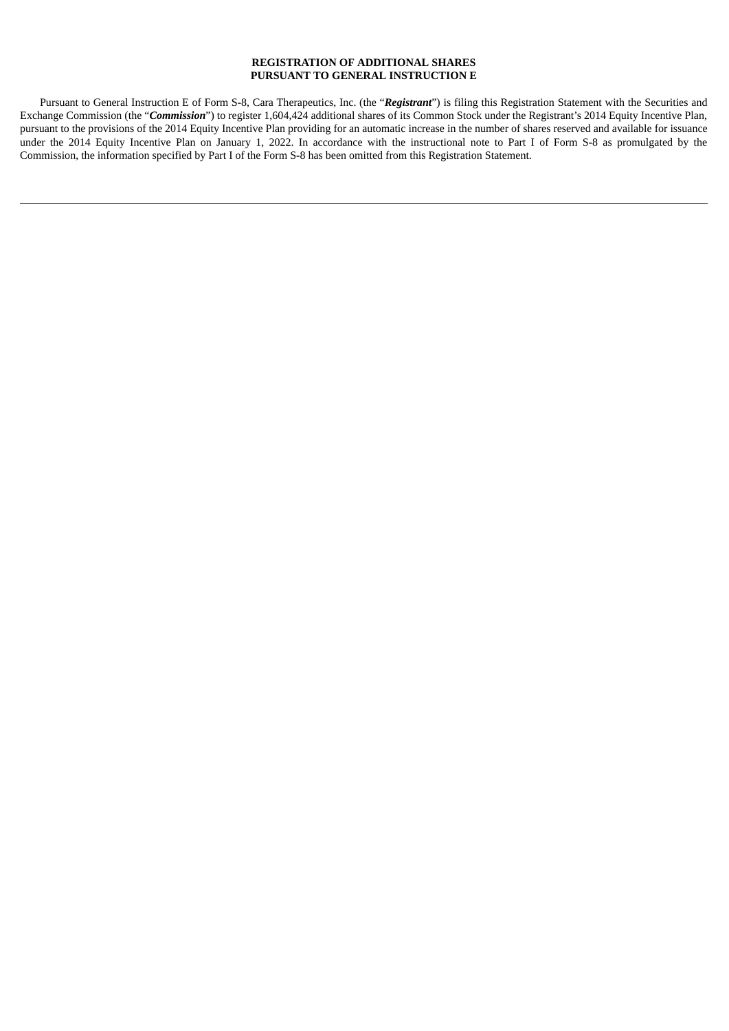**REGISTRATION OF ADDITIONAL SHARES**
**PURSUANT TO GENERAL INSTRUCTION E**

Pursuant to General Instruction E of Form S-8, Cara Therapeutics, Inc. (the "***Registrant***") is filing this Registration Statement with the Securities and Exchange Commission (the "***Commission***") to register 1,604,424 additional shares of its Common Stock under the Registrant's 2014 Equity Incentive Plan, pursuant to the provisions of the 2014 Equity Incentive Plan providing for an automatic increase in the number of shares reserved and available for issuance under the 2014 Equity Incentive Plan on January 1, 2022. In accordance with the instructional note to Part I of Form S-8 as promulgated by the Commission, the information specified by Part I of the Form S-8 has been omitted from this Registration Statement.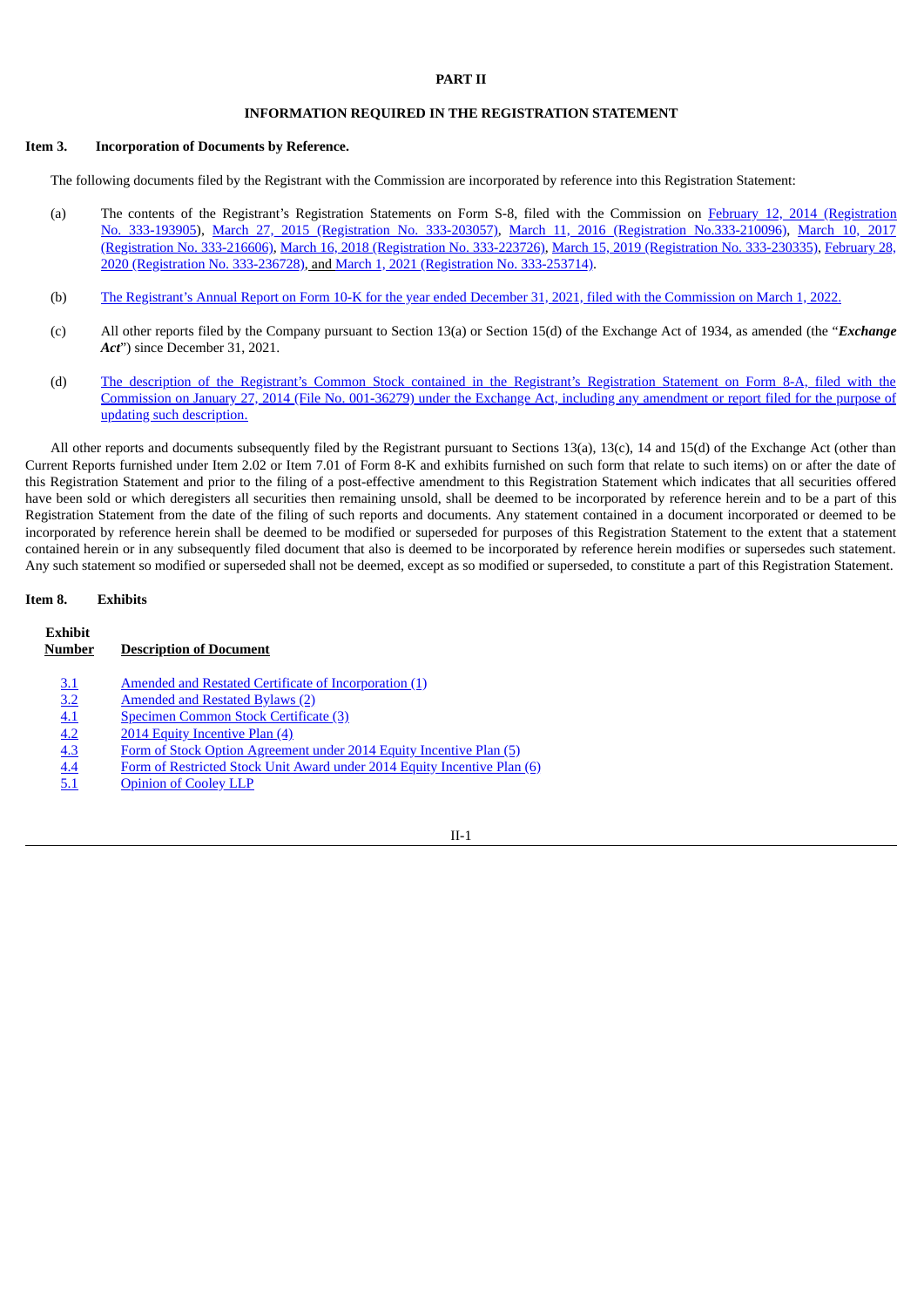# PART II

## INFORMATION REQUIRED IN THE REGISTRATION STATEMENT

### Item 3. Incorporation of Documents by Reference.

The following documents filed by the Registrant with the Commission are incorporated by reference into this Registration Statement:

(a) The contents of the Registrant's Registration Statements on Form S-8, filed with the Commission on February 12, 2014 (Registration No. 333-193905), March 27, 2015 (Registration No. 333-203057), March 11, 2016 (Registration No.333-210096), March 10, 2017 (Registration No. 333-216606), March 16, 2018 (Registration No. 333-223726), March 15, 2019 (Registration No. 333-230335), February 28, 2020 (Registration No. 333-236728), and March 1, 2021 (Registration No. 333-253714).

(b) The Registrant's Annual Report on Form 10-K for the year ended December 31, 2021, filed with the Commission on March 1, 2022.

(c) All other reports filed by the Company pursuant to Section 13(a) or Section 15(d) of the Exchange Act of 1934, as amended (the "***Exchange Act***") since December 31, 2021.

(d) The description of the Registrant's Common Stock contained in the Registrant's Registration Statement on Form 8-A, filed with the Commission on January 27, 2014 (File No. 001-36279) under the Exchange Act, including any amendment or report filed for the purpose of updating such description.

All other reports and documents subsequently filed by the Registrant pursuant to Sections 13(a), 13(c), 14 and 15(d) of the Exchange Act (other than Current Reports furnished under Item 2.02 or Item 7.01 of Form 8-K and exhibits furnished on such form that relate to such items) on or after the date of this Registration Statement and prior to the filing of a post-effective amendment to this Registration Statement which indicates that all securities offered have been sold or which deregisters all securities then remaining unsold, shall be deemed to be incorporated by reference herein and to be a part of this Registration Statement from the date of the filing of such reports and documents. Any statement contained in a document incorporated or deemed to be incorporated by reference herein shall be deemed to be modified or superseded for purposes of this Registration Statement to the extent that a statement contained herein or in any subsequently filed document that also is deemed to be incorporated by reference herein modifies or supersedes such statement. Any such statement so modified or superseded shall not be deemed, except as so modified or superseded, to constitute a part of this Registration Statement.

### Item 8. Exhibits

| Exhibit Number | Description of Document |
|---|---|
| 3.1 | Amended and Restated Certificate of Incorporation (1) |
| 3.2 | Amended and Restated Bylaws (2) |
| 4.1 | Specimen Common Stock Certificate (3) |
| 4.2 | 2014 Equity Incentive Plan (4) |
| 4.3 | Form of Stock Option Agreement under 2014 Equity Incentive Plan (5) |
| 4.4 | Form of Restricted Stock Unit Award under 2014 Equity Incentive Plan (6) |
| 5.1 | Opinion of Cooley LLP |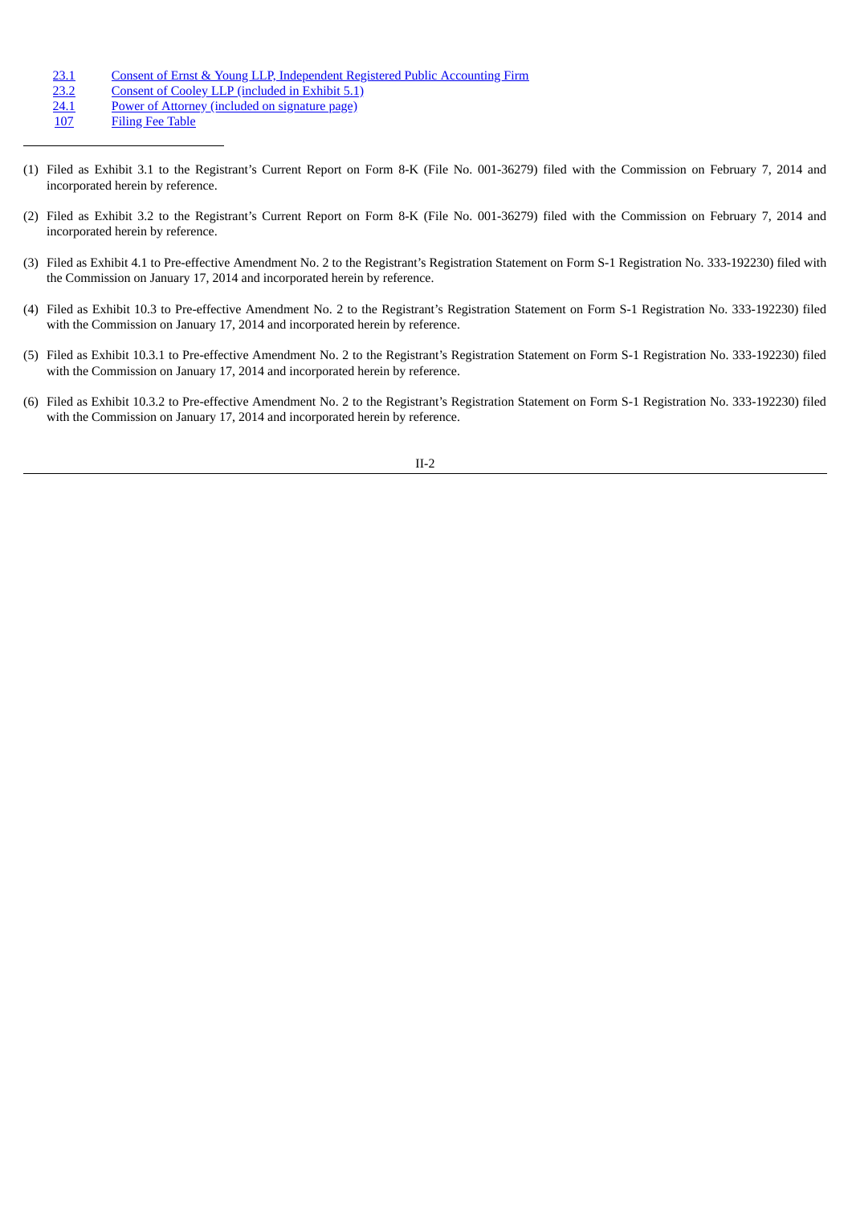| | |
|---|---|
| 23.1 | Consent of Ernst & Young LLP, Independent Registered Public Accounting Firm |
| 23.2 | Consent of Cooley LLP (included in Exhibit 5.1) |
| 24.1 | Power of Attorney (included on signature page) |
| 107 | Filing Fee Table |

---

(1) Filed as Exhibit 3.1 to the Registrant's Current Report on Form 8-K (File No. 001-36279) filed with the Commission on February 7, 2014 and incorporated herein by reference.

(2) Filed as Exhibit 3.2 to the Registrant's Current Report on Form 8-K (File No. 001-36279) filed with the Commission on February 7, 2014 and incorporated herein by reference.

(3) Filed as Exhibit 4.1 to Pre-effective Amendment No. 2 to the Registrant's Registration Statement on Form S-1 Registration No. 333-192230) filed with the Commission on January 17, 2014 and incorporated herein by reference.

(4) Filed as Exhibit 10.3 to Pre-effective Amendment No. 2 to the Registrant's Registration Statement on Form S-1 Registration No. 333-192230) filed with the Commission on January 17, 2014 and incorporated herein by reference.

(5) Filed as Exhibit 10.3.1 to Pre-effective Amendment No. 2 to the Registrant's Registration Statement on Form S-1 Registration No. 333-192230) filed with the Commission on January 17, 2014 and incorporated herein by reference.

(6) Filed as Exhibit 10.3.2 to Pre-effective Amendment No. 2 to the Registrant's Registration Statement on Form S-1 Registration No. 333-192230) filed with the Commission on January 17, 2014 and incorporated herein by reference.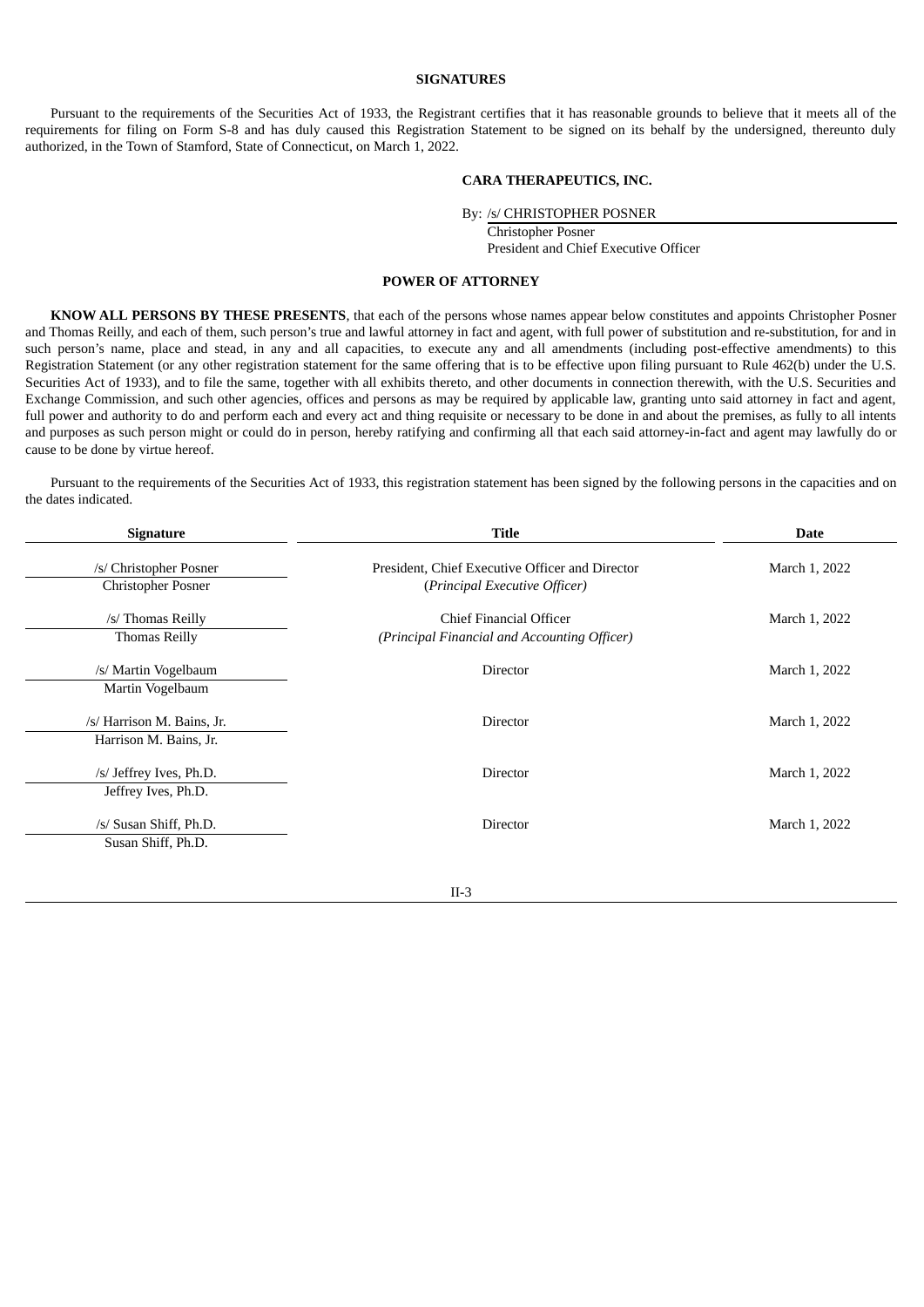## SIGNATURES

Pursuant to the requirements of the Securities Act of 1933, the Registrant certifies that it has reasonable grounds to believe that it meets all of the requirements for filing on Form S-8 and has duly caused this Registration Statement to be signed on its behalf by the undersigned, thereunto duly authorized, in the Town of Stamford, State of Connecticut, on March 1, 2022.

**CARA THERAPEUTICS, INC.**

By: /s/ CHRISTOPHER POSNER
Christopher Posner
President and Chief Executive Officer

## POWER OF ATTORNEY

**KNOW ALL PERSONS BY THESE PRESENTS**, that each of the persons whose names appear below constitutes and appoints Christopher Posner and Thomas Reilly, and each of them, such person's true and lawful attorney in fact and agent, with full power of substitution and re-substitution, for and in such person's name, place and stead, in any and all capacities, to execute any and all amendments (including post-effective amendments) to this Registration Statement (or any other registration statement for the same offering that is to be effective upon filing pursuant to Rule 462(b) under the U.S. Securities Act of 1933), and to file the same, together with all exhibits thereto, and other documents in connection therewith, with the U.S. Securities and Exchange Commission, and such other agencies, offices and persons as may be required by applicable law, granting unto said attorney in fact and agent, full power and authority to do and perform each and every act and thing requisite or necessary to be done in and about the premises, as fully to all intents and purposes as such person might or could do in person, hereby ratifying and confirming all that each said attorney-in-fact and agent may lawfully do or cause to be done by virtue hereof.

Pursuant to the requirements of the Securities Act of 1933, this registration statement has been signed by the following persons in the capacities and on the dates indicated.

| Signature | Title | Date |
|---|---|---|
| /s/ Christopher Posner<br>Christopher Posner | President, Chief Executive Officer and Director<br>(*Principal Executive Officer)* | March 1, 2022 |
| /s/ Thomas Reilly<br>Thomas Reilly | Chief Financial Officer<br>*(Principal Financial and Accounting Officer)* | March 1, 2022 |
| /s/ Martin Vogelbaum<br>Martin Vogelbaum | Director | March 1, 2022 |
| /s/ Harrison M. Bains, Jr.<br>Harrison M. Bains, Jr. | Director | March 1, 2022 |
| /s/ Jeffrey Ives, Ph.D.<br>Jeffrey Ives, Ph.D. | Director | March 1, 2022 |
| /s/ Susan Shiff, Ph.D.<br>Susan Shiff, Ph.D. | Director | March 1, 2022 |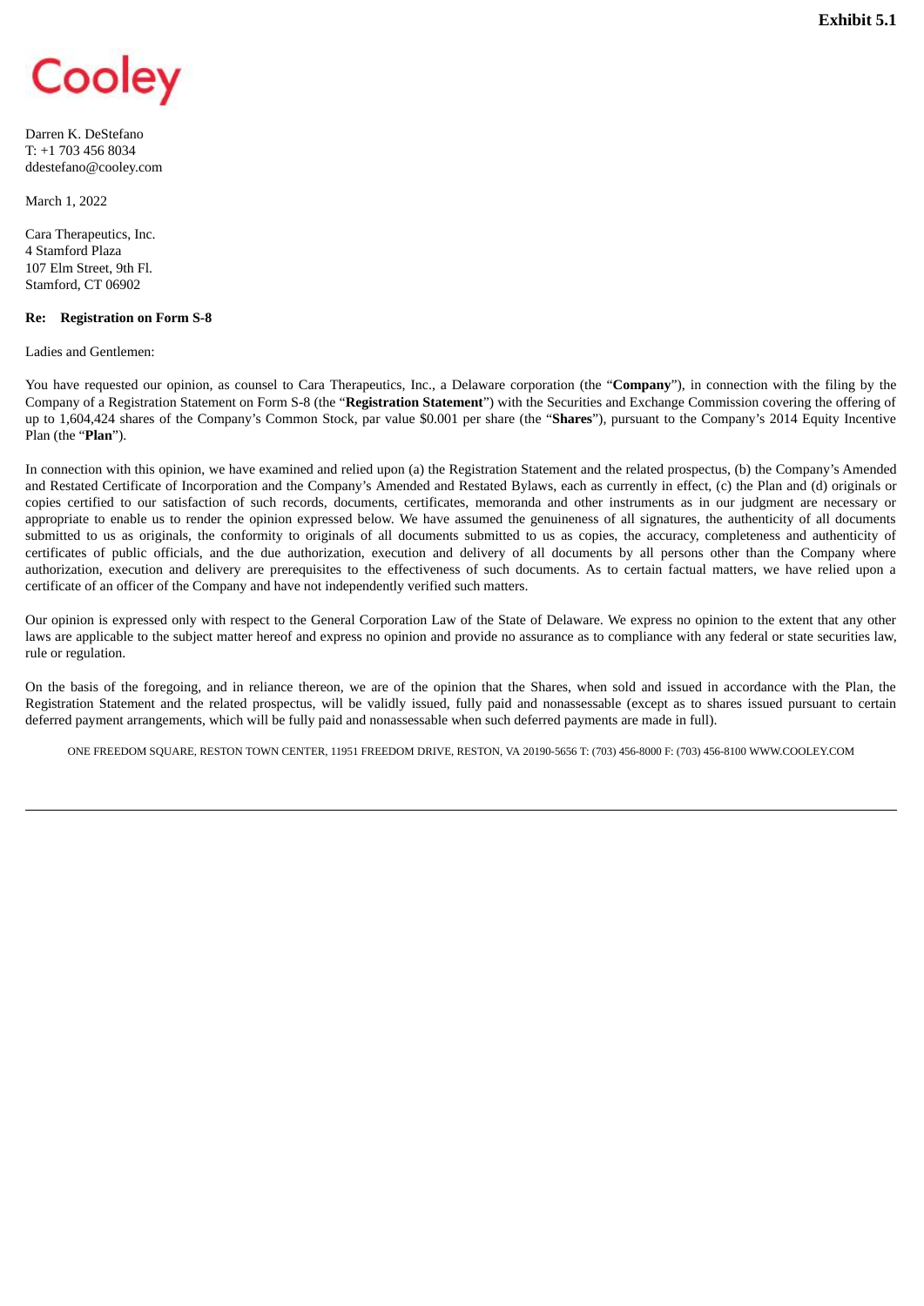**Exhibit 5.1**

Cooley

Darren K. DeStefano
T: +1 703 456 8034
ddestefano@cooley.com

March 1, 2022

Cara Therapeutics, Inc.
4 Stamford Plaza
107 Elm Street, 9th Fl.
Stamford, CT 06902

**Re: Registration on Form S-8**

Ladies and Gentlemen:

You have requested our opinion, as counsel to Cara Therapeutics, Inc., a Delaware corporation (the "**Company**"), in connection with the filing by the Company of a Registration Statement on Form S-8 (the "**Registration Statement**") with the Securities and Exchange Commission covering the offering of up to 1,604,424 shares of the Company's Common Stock, par value $0.001 per share (the "**Shares**"), pursuant to the Company's 2014 Equity Incentive Plan (the "**Plan**").

In connection with this opinion, we have examined and relied upon (a) the Registration Statement and the related prospectus, (b) the Company's Amended and Restated Certificate of Incorporation and the Company's Amended and Restated Bylaws, each as currently in effect, (c) the Plan and (d) originals or copies certified to our satisfaction of such records, documents, certificates, memoranda and other instruments as in our judgment are necessary or appropriate to enable us to render the opinion expressed below. We have assumed the genuineness of all signatures, the authenticity of all documents submitted to us as originals, the conformity to originals of all documents submitted to us as copies, the accuracy, completeness and authenticity of certificates of public officials, and the due authorization, execution and delivery of all documents by all persons other than the Company where authorization, execution and delivery are prerequisites to the effectiveness of such documents. As to certain factual matters, we have relied upon a certificate of an officer of the Company and have not independently verified such matters.

Our opinion is expressed only with respect to the General Corporation Law of the State of Delaware. We express no opinion to the extent that any other laws are applicable to the subject matter hereof and express no opinion and provide no assurance as to compliance with any federal or state securities law, rule or regulation.

On the basis of the foregoing, and in reliance thereon, we are of the opinion that the Shares, when sold and issued in accordance with the Plan, the Registration Statement and the related prospectus, will be validly issued, fully paid and nonassessable (except as to shares issued pursuant to certain deferred payment arrangements, which will be fully paid and nonassessable when such deferred payments are made in full).

ONE FREEDOM SQUARE, RESTON TOWN CENTER, 11951 FREEDOM DRIVE, RESTON, VA 20190-5656 T: (703) 456-8000 F: (703) 456-8100 WWW.COOLEY.COM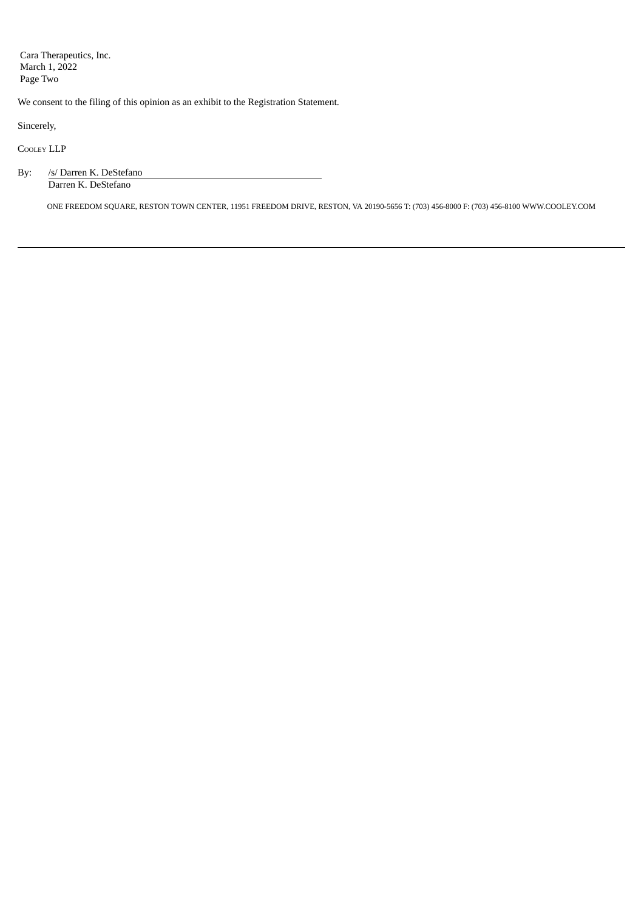Cara Therapeutics, Inc.
March 1, 2022
Page Two

We consent to the filing of this opinion as an exhibit to the Registration Statement.

Sincerely,

COOLEY LLP

By: /s/ Darren K. DeStefano
Darren K. DeStefano

ONE FREEDOM SQUARE, RESTON TOWN CENTER, 11951 FREEDOM DRIVE, RESTON, VA 20190-5656 T: (703) 456-8000 F: (703) 456-8100 WWW.COOLEY.COM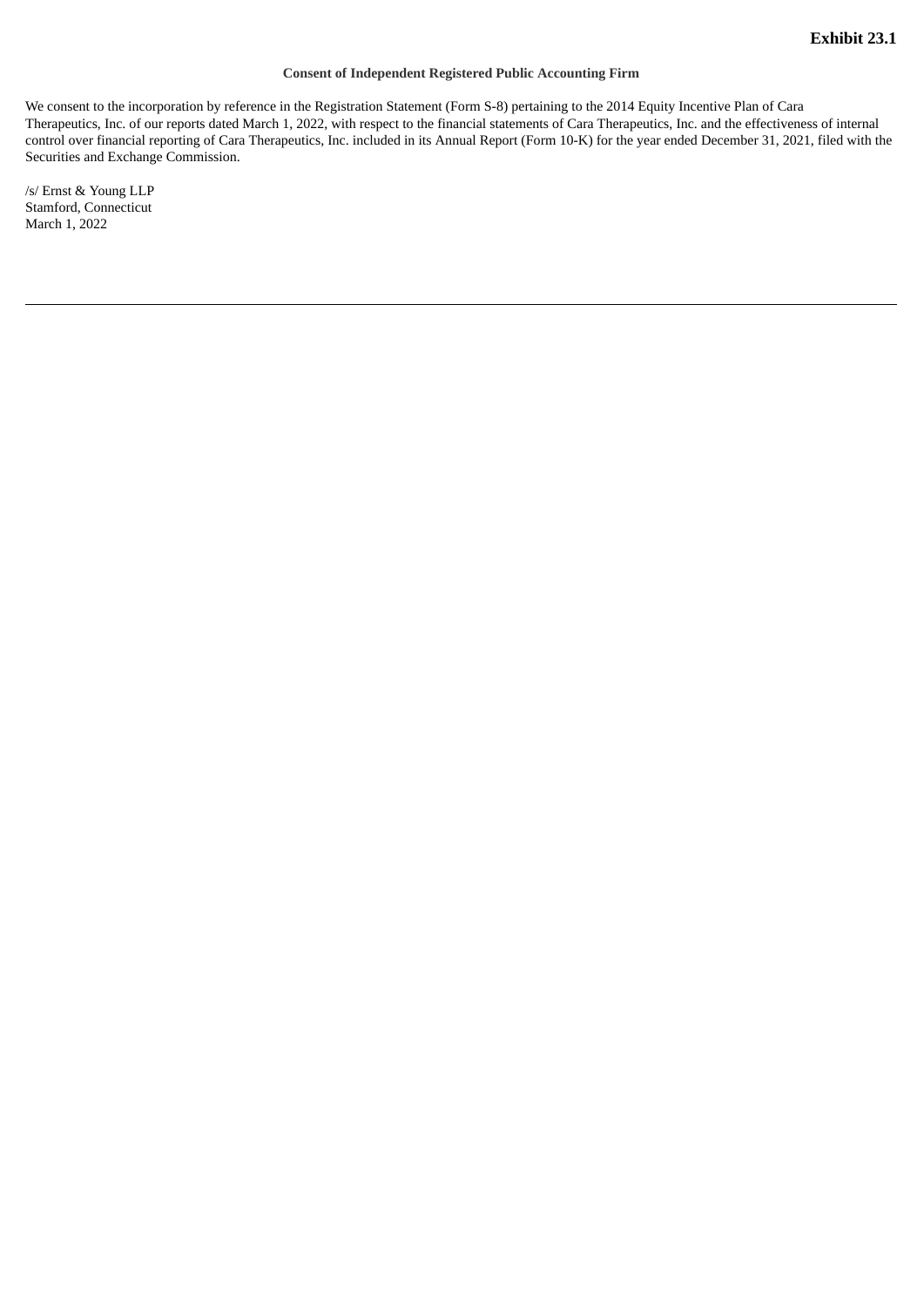**Exhibit 23.1**

**Consent of Independent Registered Public Accounting Firm**

We consent to the incorporation by reference in the Registration Statement (Form S-8) pertaining to the 2014 Equity Incentive Plan of Cara Therapeutics, Inc. of our reports dated March 1, 2022, with respect to the financial statements of Cara Therapeutics, Inc. and the effectiveness of internal control over financial reporting of Cara Therapeutics, Inc. included in its Annual Report (Form 10-K) for the year ended December 31, 2021, filed with the Securities and Exchange Commission.

/s/ Ernst & Young LLP
Stamford, Connecticut
March 1, 2022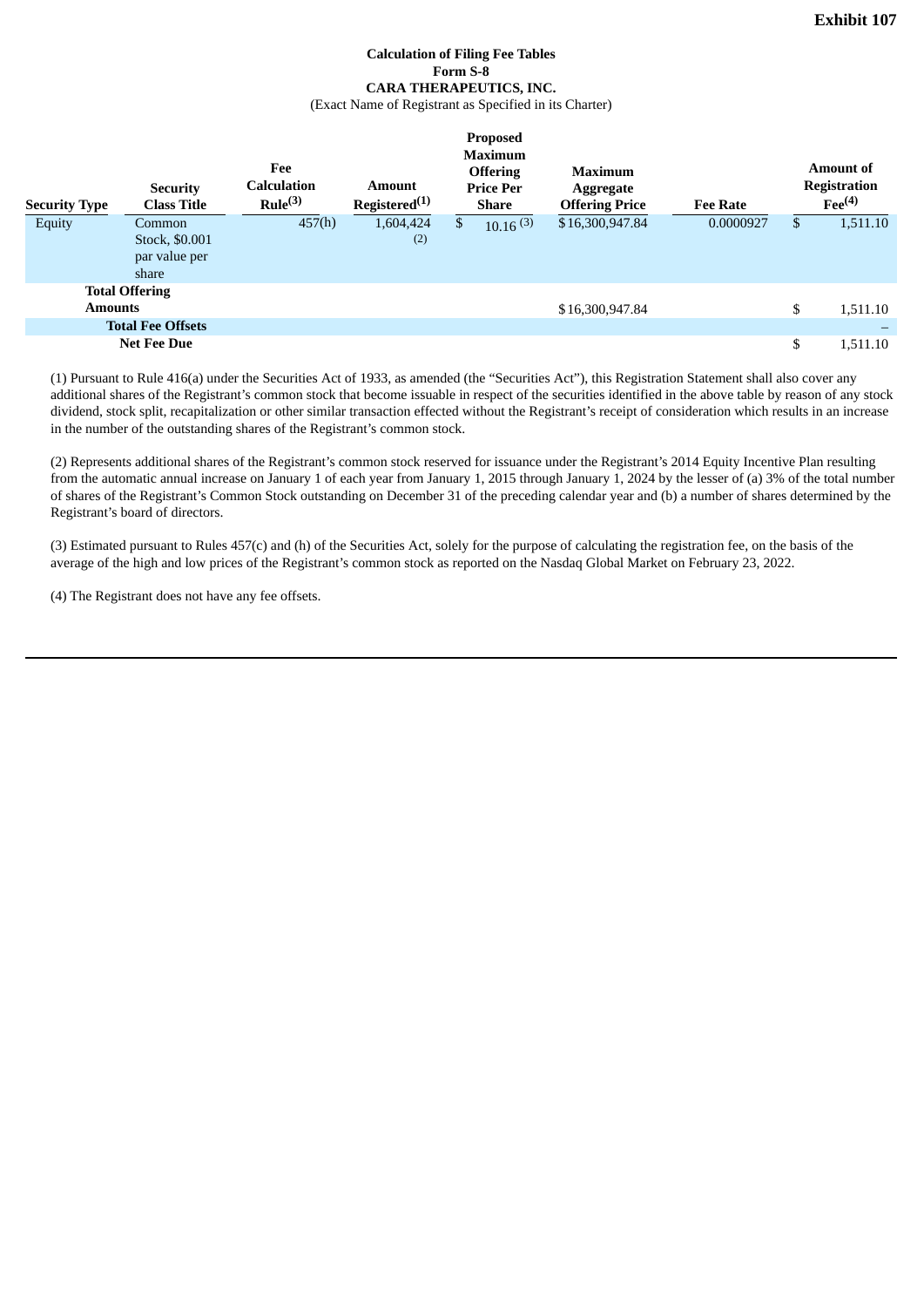**Exhibit 107**

**Calculation of Filing Fee Tables**
**Form S-8**
**CARA THERAPEUTICS, INC.**
(Exact Name of Registrant as Specified in its Charter)

| Security Type | Security Class Title | Fee Calculation Rule[3] | Amount Registered[1] | Proposed Maximum Offering Price Per Share | Maximum Aggregate Offering Price | Fee Rate | Amount of Registration Fee[4] |
|---|---|---|---|---|---|---|---|
| Equity | Common Stock, $0.001 par value per share | 457(h) | 1,604,424 [2] | $ 10.16 [3] | $16,300,947.84 | 0.0000927 | $ 1,511.10 |
| **Total Offering Amounts** | | | | | $16,300,947.84 | | $ 1,511.10 |
| **Total Fee Offsets** | | | | | | | – |
| **Net Fee Due** | | | | | | | $ 1,511.10 |

(1) Pursuant to Rule 416(a) under the Securities Act of 1933, as amended (the "Securities Act"), this Registration Statement shall also cover any additional shares of the Registrant's common stock that become issuable in respect of the securities identified in the above table by reason of any stock dividend, stock split, recapitalization or other similar transaction effected without the Registrant's receipt of consideration which results in an increase in the number of the outstanding shares of the Registrant's common stock.

(2) Represents additional shares of the Registrant's common stock reserved for issuance under the Registrant's 2014 Equity Incentive Plan resulting from the automatic annual increase on January 1 of each year from January 1, 2015 through January 1, 2024 by the lesser of (a) 3% of the total number of shares of the Registrant's Common Stock outstanding on December 31 of the preceding calendar year and (b) a number of shares determined by the Registrant's board of directors.

(3) Estimated pursuant to Rules 457(c) and (h) of the Securities Act, solely for the purpose of calculating the registration fee, on the basis of the average of the high and low prices of the Registrant's common stock as reported on the Nasdaq Global Market on February 23, 2022.

(4) The Registrant does not have any fee offsets.